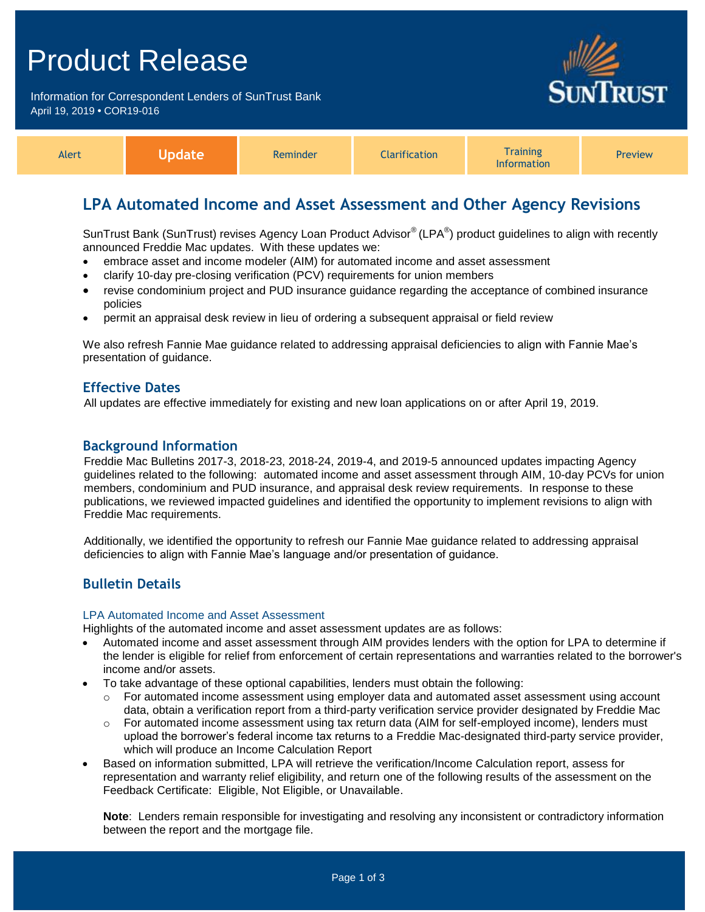# Product Release

Information for Correspondent Lenders of SunTrust Bank
April 19, 2019 • COR19-016

| Alert | **Update** | Reminder | Clarification | Training Information | Preview |
| --- | --- | --- | --- | --- | --- |

## LPA Automated Income and Asset Assessment and Other Agency Revisions

SunTrust Bank (SunTrust) revises Agency Loan Product Advisor® (LPA®) product guidelines to align with recently announced Freddie Mac updates. With these updates we:

- embrace asset and income modeler (AIM) for automated income and asset assessment
- clarify 10-day pre-closing verification (PCV) requirements for union members
- revise condominium project and PUD insurance guidance regarding the acceptance of combined insurance policies
- permit an appraisal desk review in lieu of ordering a subsequent appraisal or field review

We also refresh Fannie Mae guidance related to addressing appraisal deficiencies to align with Fannie Mae's presentation of guidance.

### Effective Dates

All updates are effective immediately for existing and new loan applications on or after April 19, 2019.

### Background Information

Freddie Mac Bulletins 2017-3, 2018-23, 2018-24, 2019-4, and 2019-5 announced updates impacting Agency guidelines related to the following: automated income and asset assessment through AIM, 10-day PCVs for union members, condominium and PUD insurance, and appraisal desk review requirements. In response to these publications, we reviewed impacted guidelines and identified the opportunity to implement revisions to align with Freddie Mac requirements.

Additionally, we identified the opportunity to refresh our Fannie Mae guidance related to addressing appraisal deficiencies to align with Fannie Mae's language and/or presentation of guidance.

### Bulletin Details

#### LPA Automated Income and Asset Assessment

Highlights of the automated income and asset assessment updates are as follows:

- Automated income and asset assessment through AIM provides lenders with the option for LPA to determine if the lender is eligible for relief from enforcement of certain representations and warranties related to the borrower's income and/or assets.
- To take advantage of these optional capabilities, lenders must obtain the following:
  - For automated income assessment using employer data and automated asset assessment using account data, obtain a verification report from a third-party verification service provider designated by Freddie Mac
  - For automated income assessment using tax return data (AIM for self-employed income), lenders must upload the borrower's federal income tax returns to a Freddie Mac-designated third-party service provider, which will produce an Income Calculation Report
- Based on information submitted, LPA will retrieve the verification/Income Calculation report, assess for representation and warranty relief eligibility, and return one of the following results of the assessment on the Feedback Certificate: Eligible, Not Eligible, or Unavailable.

  **Note**: Lenders remain responsible for investigating and resolving any inconsistent or contradictory information between the report and the mortgage file.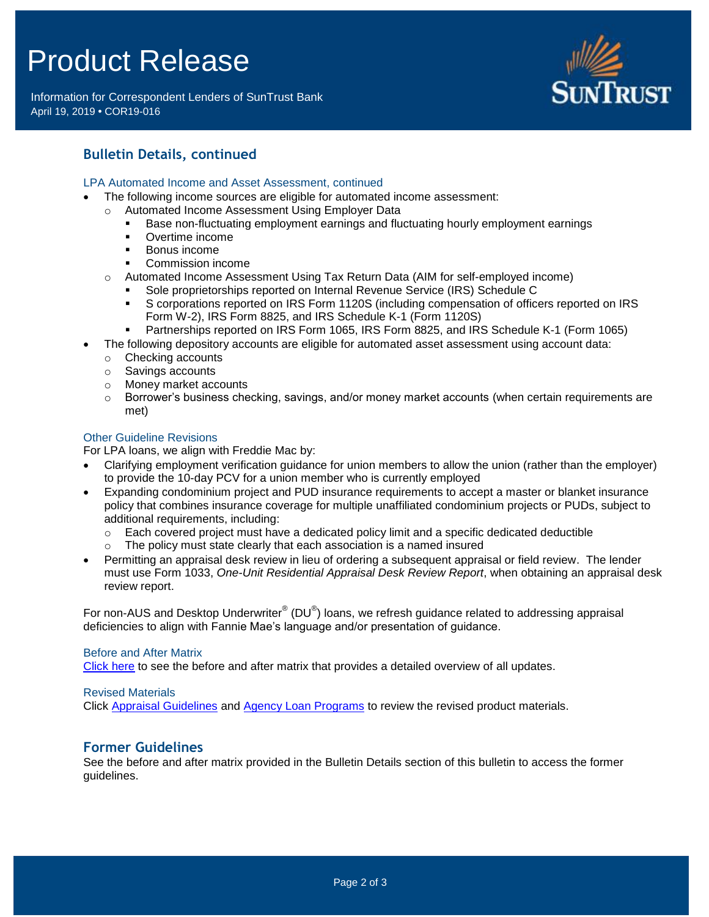## Bulletin Details, continued

### LPA Automated Income and Asset Assessment, continued

- The following income sources are eligible for automated income assessment:
  - Automated Income Assessment Using Employer Data
    - Base non-fluctuating employment earnings and fluctuating hourly employment earnings
    - Overtime income
    - Bonus income
    - Commission income
  - Automated Income Assessment Using Tax Return Data (AIM for self-employed income)
    - Sole proprietorships reported on Internal Revenue Service (IRS) Schedule C
    - S corporations reported on IRS Form 1120S (including compensation of officers reported on IRS Form W-2), IRS Form 8825, and IRS Schedule K-1 (Form 1120S)
    - Partnerships reported on IRS Form 1065, IRS Form 8825, and IRS Schedule K-1 (Form 1065)
- The following depository accounts are eligible for automated asset assessment using account data:
  - Checking accounts
  - Savings accounts
  - Money market accounts
  - Borrower's business checking, savings, and/or money market accounts (when certain requirements are met)

### Other Guideline Revisions

For LPA loans, we align with Freddie Mac by:

- Clarifying employment verification guidance for union members to allow the union (rather than the employer) to provide the 10-day PCV for a union member who is currently employed
- Expanding condominium project and PUD insurance requirements to accept a master or blanket insurance policy that combines insurance coverage for multiple unaffiliated condominium projects or PUDs, subject to additional requirements, including:
  - Each covered project must have a dedicated policy limit and a specific dedicated deductible
  - The policy must state clearly that each association is a named insured
- Permitting an appraisal desk review in lieu of ordering a subsequent appraisal or field review. The lender must use Form 1033, *One-Unit Residential Appraisal Desk Review Report*, when obtaining an appraisal desk review report.

For non-AUS and Desktop Underwriter® (DU®) loans, we refresh guidance related to addressing appraisal deficiencies to align with Fannie Mae's language and/or presentation of guidance.

### Before and After Matrix

Click here to see the before and after matrix that provides a detailed overview of all updates.

### Revised Materials

Click Appraisal Guidelines and Agency Loan Programs to review the revised product materials.

## Former Guidelines

See the before and after matrix provided in the Bulletin Details section of this bulletin to access the former guidelines.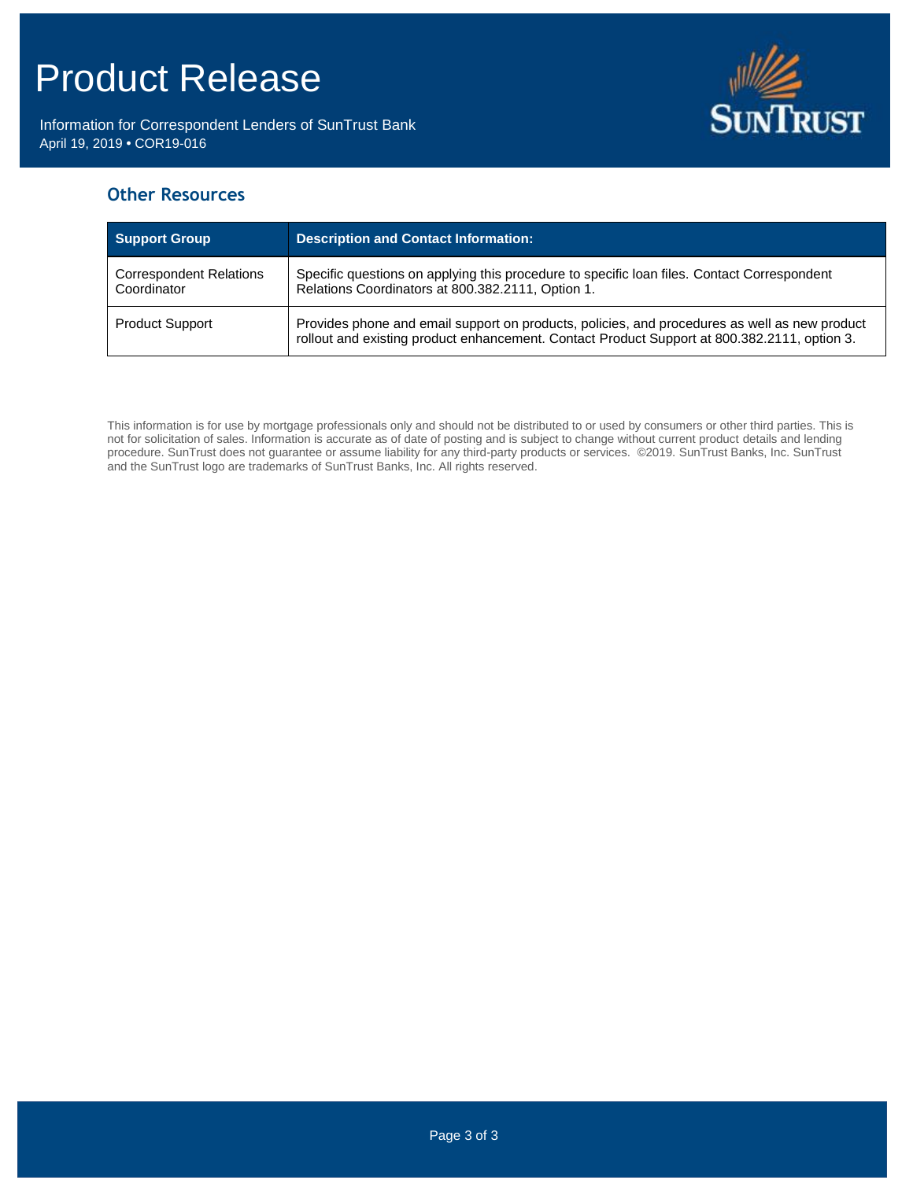## Other Resources

| Support Group | Description and Contact Information: |
| --- | --- |
| Correspondent Relations Coordinator | Specific questions on applying this procedure to specific loan files. Contact Correspondent Relations Coordinators at 800.382.2111, Option 1. |
| Product Support | Provides phone and email support on products, policies, and procedures as well as new product rollout and existing product enhancement. Contact Product Support at 800.382.2111, option 3. |

This information is for use by mortgage professionals only and should not be distributed to or used by consumers or other third parties. This is not for solicitation of sales. Information is accurate as of date of posting and is subject to change without current product details and lending procedure. SunTrust does not guarantee or assume liability for any third-party products or services. ©2019. SunTrust Banks, Inc. SunTrust and the SunTrust logo are trademarks of SunTrust Banks, Inc. All rights reserved.